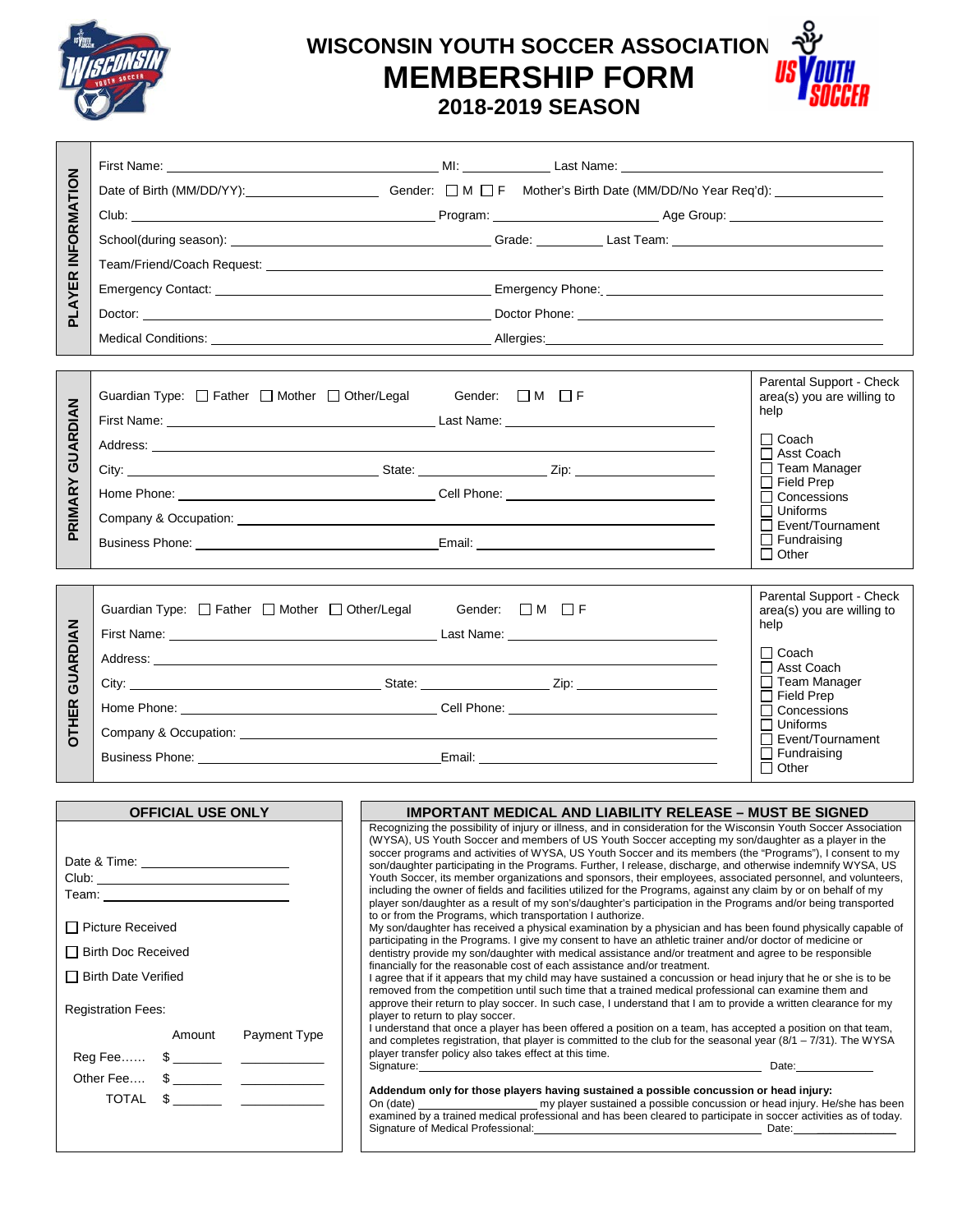# WISCONSIN YOUTH SOCCER ASSOCIATION
# MEMBERSHIP FORM
## 2018-2019 SEASON

### PLAYER INFORMATION

First Name: ______________________ MI: ________ Last Name: ______________________

Date of Birth (MM/DD/YY): ______________ Gender: ☐ M ☐ F Mother's Birth Date (MM/DD/No Year Req'd): ______________

Club: ______________________ Program: ______________ Age Group: ______________

School(during season): ______________________ Grade: ________ Last Team: ______________

Team/Friend/Coach Request: ____________________________________________

Emergency Contact: ______________________ Emergency Phone: ______________________

Doctor: ______________________ Doctor Phone: ______________________

Medical Conditions: ______________________ Allergies: ______________________

### PRIMARY GUARDIAN

Guardian Type: ☐ Father ☐ Mother ☐ Other/Legal Gender: ☐ M ☐ F

First Name: ______________________ Last Name: ______________________

Address: ____________________________________________

City: ______________________ State: ______________ Zip: ______________

Home Phone: ______________________ Cell Phone: ______________________

Company & Occupation: ____________________________________________

Business Phone: ______________________ Email: ______________________

Parental Support - Check area(s) you are willing to help

- ☐ Coach
- ☐ Asst Coach
- ☐ Team Manager
- ☐ Field Prep
- ☐ Concessions
- ☐ Uniforms
- ☐ Event/Tournament
- ☐ Fundraising
- ☐ Other

### OTHER GUARDIAN

Guardian Type: ☐ Father ☐ Mother ☐ Other/Legal Gender: ☐ M ☐ F

First Name: ______________________ Last Name: ______________________

Address: ____________________________________________

City: ______________________ State: ______________ Zip: ______________

Home Phone: ______________________ Cell Phone: ______________________

Company & Occupation: ____________________________________________

Business Phone: ______________________ Email: ______________________

Parental Support - Check area(s) you are willing to help

- ☐ Coach
- ☐ Asst Coach
- ☐ Team Manager
- ☐ Field Prep
- ☐ Concessions
- ☐ Uniforms
- ☐ Event/Tournament
- ☐ Fundraising
- ☐ Other

### OFFICIAL USE ONLY

Date & Time: ______________

Club: ______________

Team: ______________

☐ Picture Received

☐ Birth Doc Received

☐ Birth Date Verified

Registration Fees:

| | Amount | Payment Type |
|---|---|---|
| Reg Fee…… | $ ______ | ________ |
| Other Fee…. | $ ______ | ________ |
| TOTAL | $ ______ | ________ |

### IMPORTANT MEDICAL AND LIABILITY RELEASE – MUST BE SIGNED

Recognizing the possibility of injury or illness, and in consideration for the Wisconsin Youth Soccer Association (WYSA), US Youth Soccer and members of US Youth Soccer accepting my son/daughter as a player in the soccer programs and activities of WYSA, US Youth Soccer and its members (the "Programs"), I consent to my son/daughter participating in the Programs. Further, I release, discharge, and otherwise indemnify WYSA, US Youth Soccer, its member organizations and sponsors, their employees, associated personnel, and volunteers, including the owner of fields and facilities utilized for the Programs, against any claim by or on behalf of my player son/daughter as a result of my son's/daughter's participation in the Programs and/or being transported to or from the Programs, which transportation I authorize.

My son/daughter has received a physical examination by a physician and has been found physically capable of participating in the Programs. I give my consent to have an athletic trainer and/or doctor of medicine or dentistry provide my son/daughter with medical assistance and/or treatment and agree to be responsible financially for the reasonable cost of each assistance and/or treatment.

I agree that if it appears that my child may have sustained a concussion or head injury that he or she is to be removed from the competition until such time that a trained medical professional can examine them and approve their return to play soccer. In such case, I understand that I am to provide a written clearance for my player to return to play soccer.

I understand that once a player has been offered a position on a team, has accepted a position on that team, and completes registration, that player is committed to the club for the seasonal year (8/1 – 7/31). The WYSA player transfer policy also takes effect at this time.

Signature: ____________________________________________ Date: ______________

**Addendum only for those players having sustained a possible concussion or head injury:**

On (date) ______________ my player sustained a possible concussion or head injury. He/she has been examined by a trained medical professional and has been cleared to participate in soccer activities as of today.

Signature of Medical Professional: ______________________________ Date: ______________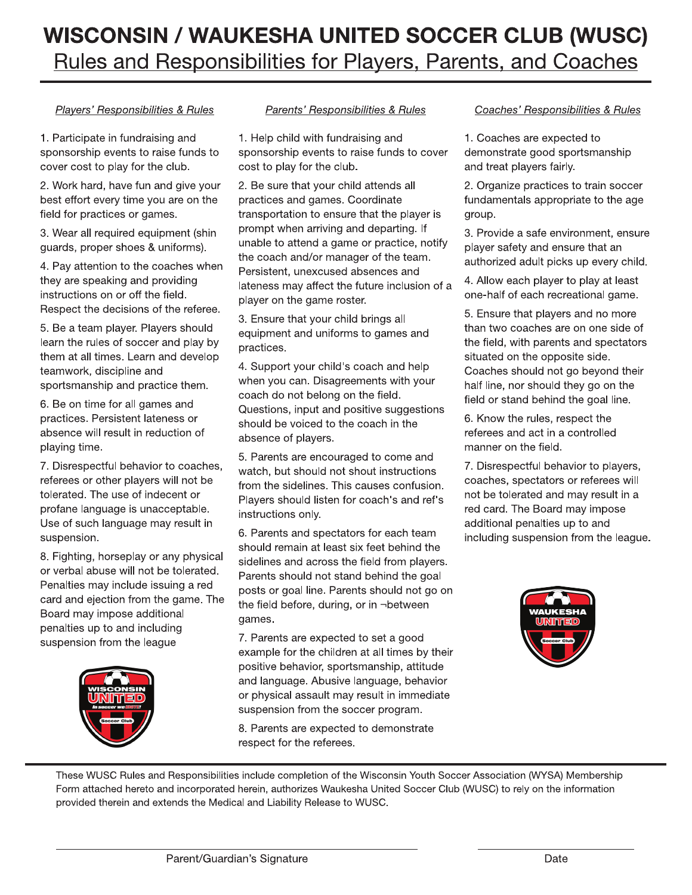# WISCONSIN / WAUKESHA UNITED SOCCER CLUB (WUSC)

## Rules and Responsibilities for Players, Parents, and Coaches

### *Players' Responsibilities & Rules*

1. Participate in fundraising and sponsorship events to raise funds to cover cost to play for the club.
2. Work hard, have fun and give your best effort every time you are on the field for practices or games.
3. Wear all required equipment (shin guards, proper shoes & uniforms).
4. Pay attention to the coaches when they are speaking and providing instructions on or off the field. Respect the decisions of the referee.
5. Be a team player. Players should learn the rules of soccer and play by them at all times. Learn and develop teamwork, discipline and sportsmanship and practice them.
6. Be on time for all games and practices. Persistent lateness or absence will result in reduction of playing time.
7. Disrespectful behavior to coaches, referees or other players will not be tolerated. The use of indecent or profane language is unacceptable. Use of such language may result in suspension.
8. Fighting, horseplay or any physical or verbal abuse will not be tolerated. Penalties may include issuing a red card and ejection from the game. The Board may impose additional penalties up to and including suspension from the league

### *Parents' Responsibilities & Rules*

1. Help child with fundraising and sponsorship events to raise funds to cover cost to play for the club.
2. Be sure that your child attends all practices and games. Coordinate transportation to ensure that the player is prompt when arriving and departing. If unable to attend a game or practice, notify the coach and/or manager of the team. Persistent, unexcused absences and lateness may affect the future inclusion of a player on the game roster.
3. Ensure that your child brings all equipment and uniforms to games and practices.
4. Support your child's coach and help when you can. Disagreements with your coach do not belong on the field. Questions, input and positive suggestions should be voiced to the coach in the absence of players.
5. Parents are encouraged to come and watch, but should not shout instructions from the sidelines. This causes confusion. Players should listen for coach's and ref's instructions only.
6. Parents and spectators for each team should remain at least six feet behind the sidelines and across the field from players. Parents should not stand behind the goal posts or goal line. Parents should not go on the field before, during, or in ¬between games.
7. Parents are expected to set a good example for the children at all times by their positive behavior, sportsmanship, attitude and language. Abusive language, behavior or physical assault may result in immediate suspension from the soccer program.
8. Parents are expected to demonstrate respect for the referees.

### *Coaches' Responsibilities & Rules*

1. Coaches are expected to demonstrate good sportsmanship and treat players fairly.
2. Organize practices to train soccer fundamentals appropriate to the age group.
3. Provide a safe environment, ensure player safety and ensure that an authorized adult picks up every child.
4. Allow each player to play at least one-half of each recreational game.
5. Ensure that players and no more than two coaches are on one side of the field, with parents and spectators situated on the opposite side. Coaches should not go beyond their half line, nor should they go on the field or stand behind the goal line.
6. Know the rules, respect the referees and act in a controlled manner on the field.
7. Disrespectful behavior to players, coaches, spectators or referees will not be tolerated and may result in a red card. The Board may impose additional penalties up to and including suspension from the league.

---

These WUSC Rules and Responsibilities include completion of the Wisconsin Youth Soccer Association (WYSA) Membership Form attached hereto and incorporated herein, authorizes Waukesha United Soccer Club (WUSC) to rely on the information provided therein and extends the Medical and Liability Release to WUSC.

\_\_\_\_\_\_\_\_\_\_\_\_\_\_\_\_\_\_\_\_\_\_\_\_\_\_\_\_\_\_\_\_\_\_\_\_\_\_\_\_
Parent/Guardian's Signature

\_\_\_\_\_\_\_\_\_\_\_\_\_\_\_\_\_\_\_\_
Date